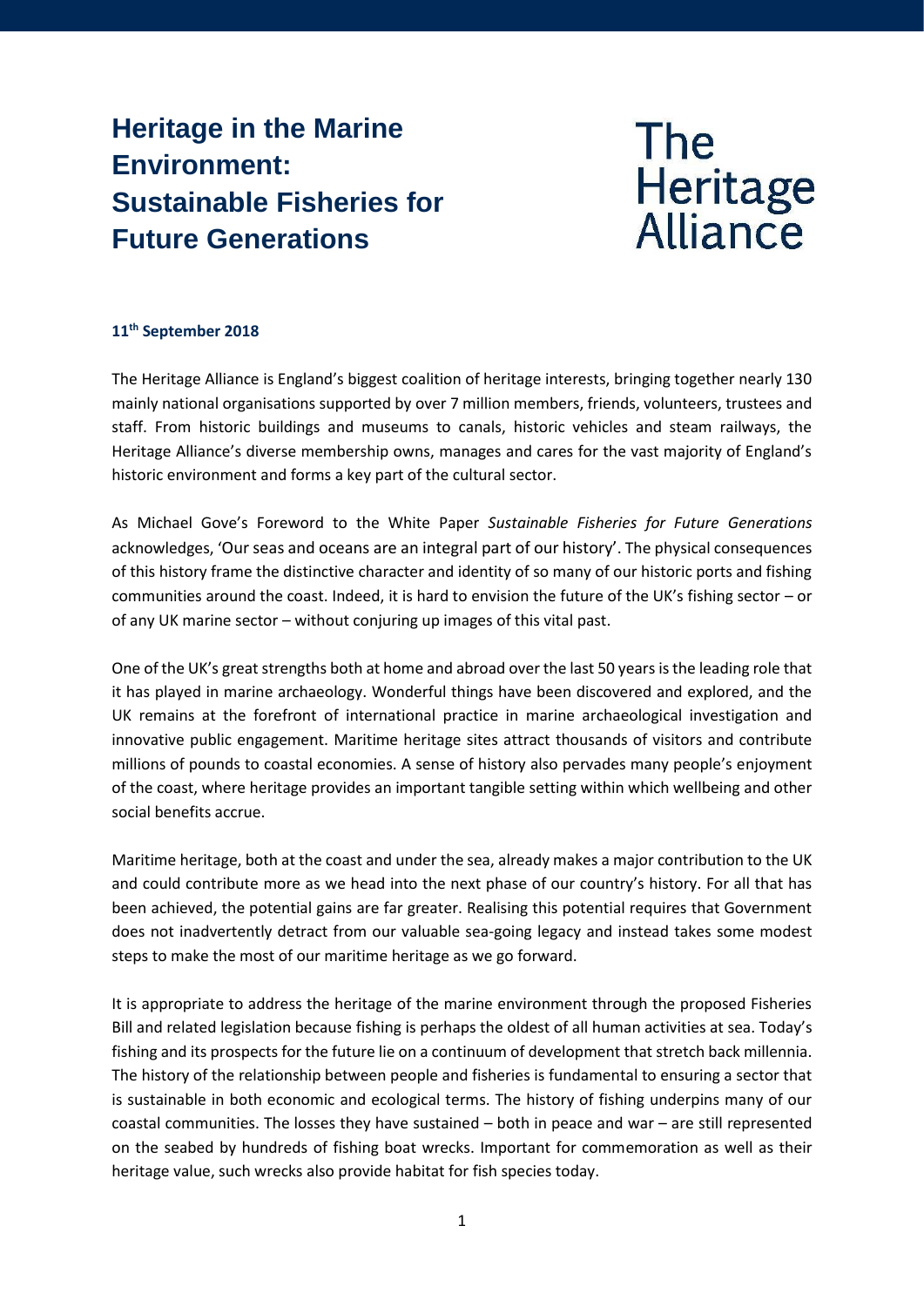# Heritage in the Marine Environment: Sustainable Fisheries for Future Generations

The Heritage Alliance

**11th September 2018**

The Heritage Alliance is England's biggest coalition of heritage interests, bringing together nearly 130 mainly national organisations supported by over 7 million members, friends, volunteers, trustees and staff. From historic buildings and museums to canals, historic vehicles and steam railways, the Heritage Alliance's diverse membership owns, manages and cares for the vast majority of England's historic environment and forms a key part of the cultural sector.

As Michael Gove's Foreword to the White Paper *Sustainable Fisheries for Future Generations* acknowledges, 'Our seas and oceans are an integral part of our history'. The physical consequences of this history frame the distinctive character and identity of so many of our historic ports and fishing communities around the coast. Indeed, it is hard to envision the future of the UK's fishing sector – or of any UK marine sector – without conjuring up images of this vital past.

One of the UK's great strengths both at home and abroad over the last 50 years is the leading role that it has played in marine archaeology. Wonderful things have been discovered and explored, and the UK remains at the forefront of international practice in marine archaeological investigation and innovative public engagement. Maritime heritage sites attract thousands of visitors and contribute millions of pounds to coastal economies. A sense of history also pervades many people's enjoyment of the coast, where heritage provides an important tangible setting within which wellbeing and other social benefits accrue.

Maritime heritage, both at the coast and under the sea, already makes a major contribution to the UK and could contribute more as we head into the next phase of our country's history. For all that has been achieved, the potential gains are far greater. Realising this potential requires that Government does not inadvertently detract from our valuable sea-going legacy and instead takes some modest steps to make the most of our maritime heritage as we go forward.

It is appropriate to address the heritage of the marine environment through the proposed Fisheries Bill and related legislation because fishing is perhaps the oldest of all human activities at sea. Today's fishing and its prospects for the future lie on a continuum of development that stretch back millennia. The history of the relationship between people and fisheries is fundamental to ensuring a sector that is sustainable in both economic and ecological terms. The history of fishing underpins many of our coastal communities. The losses they have sustained – both in peace and war – are still represented on the seabed by hundreds of fishing boat wrecks. Important for commemoration as well as their heritage value, such wrecks also provide habitat for fish species today.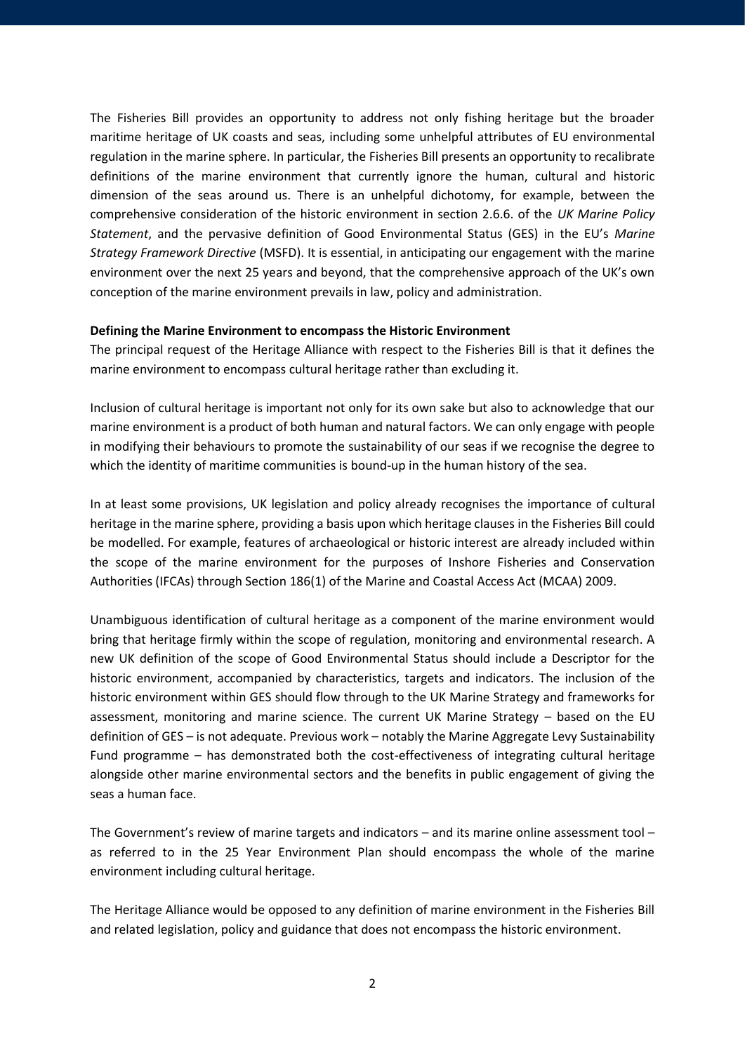The Fisheries Bill provides an opportunity to address not only fishing heritage but the broader maritime heritage of UK coasts and seas, including some unhelpful attributes of EU environmental regulation in the marine sphere. In particular, the Fisheries Bill presents an opportunity to recalibrate definitions of the marine environment that currently ignore the human, cultural and historic dimension of the seas around us. There is an unhelpful dichotomy, for example, between the comprehensive consideration of the historic environment in section 2.6.6. of the *UK Marine Policy Statement*, and the pervasive definition of Good Environmental Status (GES) in the EU's *Marine Strategy Framework Directive* (MSFD). It is essential, in anticipating our engagement with the marine environment over the next 25 years and beyond, that the comprehensive approach of the UK's own conception of the marine environment prevails in law, policy and administration.

**Defining the Marine Environment to encompass the Historic Environment**

The principal request of the Heritage Alliance with respect to the Fisheries Bill is that it defines the marine environment to encompass cultural heritage rather than excluding it.

Inclusion of cultural heritage is important not only for its own sake but also to acknowledge that our marine environment is a product of both human and natural factors. We can only engage with people in modifying their behaviours to promote the sustainability of our seas if we recognise the degree to which the identity of maritime communities is bound-up in the human history of the sea.

In at least some provisions, UK legislation and policy already recognises the importance of cultural heritage in the marine sphere, providing a basis upon which heritage clauses in the Fisheries Bill could be modelled. For example, features of archaeological or historic interest are already included within the scope of the marine environment for the purposes of Inshore Fisheries and Conservation Authorities (IFCAs) through Section 186(1) of the Marine and Coastal Access Act (MCAA) 2009.

Unambiguous identification of cultural heritage as a component of the marine environment would bring that heritage firmly within the scope of regulation, monitoring and environmental research. A new UK definition of the scope of Good Environmental Status should include a Descriptor for the historic environment, accompanied by characteristics, targets and indicators. The inclusion of the historic environment within GES should flow through to the UK Marine Strategy and frameworks for assessment, monitoring and marine science. The current UK Marine Strategy – based on the EU definition of GES – is not adequate. Previous work – notably the Marine Aggregate Levy Sustainability Fund programme – has demonstrated both the cost-effectiveness of integrating cultural heritage alongside other marine environmental sectors and the benefits in public engagement of giving the seas a human face.

The Government's review of marine targets and indicators – and its marine online assessment tool – as referred to in the 25 Year Environment Plan should encompass the whole of the marine environment including cultural heritage.

The Heritage Alliance would be opposed to any definition of marine environment in the Fisheries Bill and related legislation, policy and guidance that does not encompass the historic environment.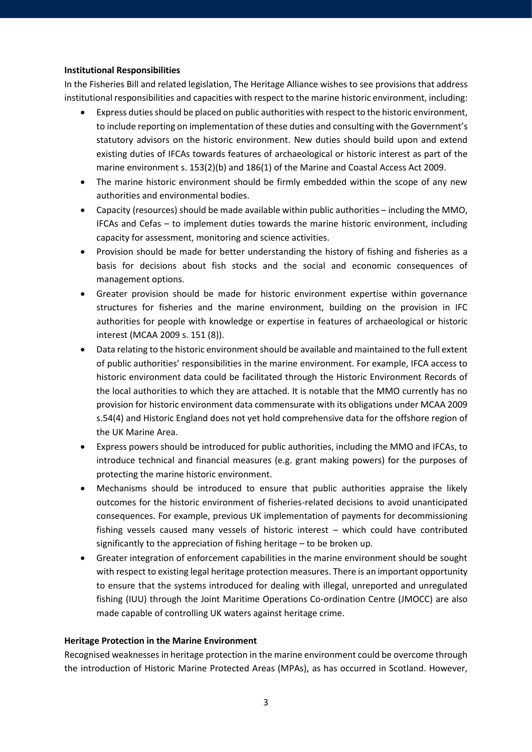**Institutional Responsibilities**

In the Fisheries Bill and related legislation, The Heritage Alliance wishes to see provisions that address institutional responsibilities and capacities with respect to the marine historic environment, including:

- Express duties should be placed on public authorities with respect to the historic environment, to include reporting on implementation of these duties and consulting with the Government's statutory advisors on the historic environment. New duties should build upon and extend existing duties of IFCAs towards features of archaeological or historic interest as part of the marine environment s. 153(2)(b) and 186(1) of the Marine and Coastal Access Act 2009.
- The marine historic environment should be firmly embedded within the scope of any new authorities and environmental bodies.
- Capacity (resources) should be made available within public authorities – including the MMO, IFCAs and Cefas – to implement duties towards the marine historic environment, including capacity for assessment, monitoring and science activities.
- Provision should be made for better understanding the history of fishing and fisheries as a basis for decisions about fish stocks and the social and economic consequences of management options.
- Greater provision should be made for historic environment expertise within governance structures for fisheries and the marine environment, building on the provision in IFC authorities for people with knowledge or expertise in features of archaeological or historic interest (MCAA 2009 s. 151 (8)).
- Data relating to the historic environment should be available and maintained to the full extent of public authorities' responsibilities in the marine environment. For example, IFCA access to historic environment data could be facilitated through the Historic Environment Records of the local authorities to which they are attached. It is notable that the MMO currently has no provision for historic environment data commensurate with its obligations under MCAA 2009 s.54(4) and Historic England does not yet hold comprehensive data for the offshore region of the UK Marine Area.
- Express powers should be introduced for public authorities, including the MMO and IFCAs, to introduce technical and financial measures (e.g. grant making powers) for the purposes of protecting the marine historic environment.
- Mechanisms should be introduced to ensure that public authorities appraise the likely outcomes for the historic environment of fisheries-related decisions to avoid unanticipated consequences. For example, previous UK implementation of payments for decommissioning fishing vessels caused many vessels of historic interest – which could have contributed significantly to the appreciation of fishing heritage – to be broken up.
- Greater integration of enforcement capabilities in the marine environment should be sought with respect to existing legal heritage protection measures. There is an important opportunity to ensure that the systems introduced for dealing with illegal, unreported and unregulated fishing (IUU) through the Joint Maritime Operations Co-ordination Centre (JMOCC) are also made capable of controlling UK waters against heritage crime.

**Heritage Protection in the Marine Environment**

Recognised weaknesses in heritage protection in the marine environment could be overcome through the introduction of Historic Marine Protected Areas (MPAs), as has occurred in Scotland. However,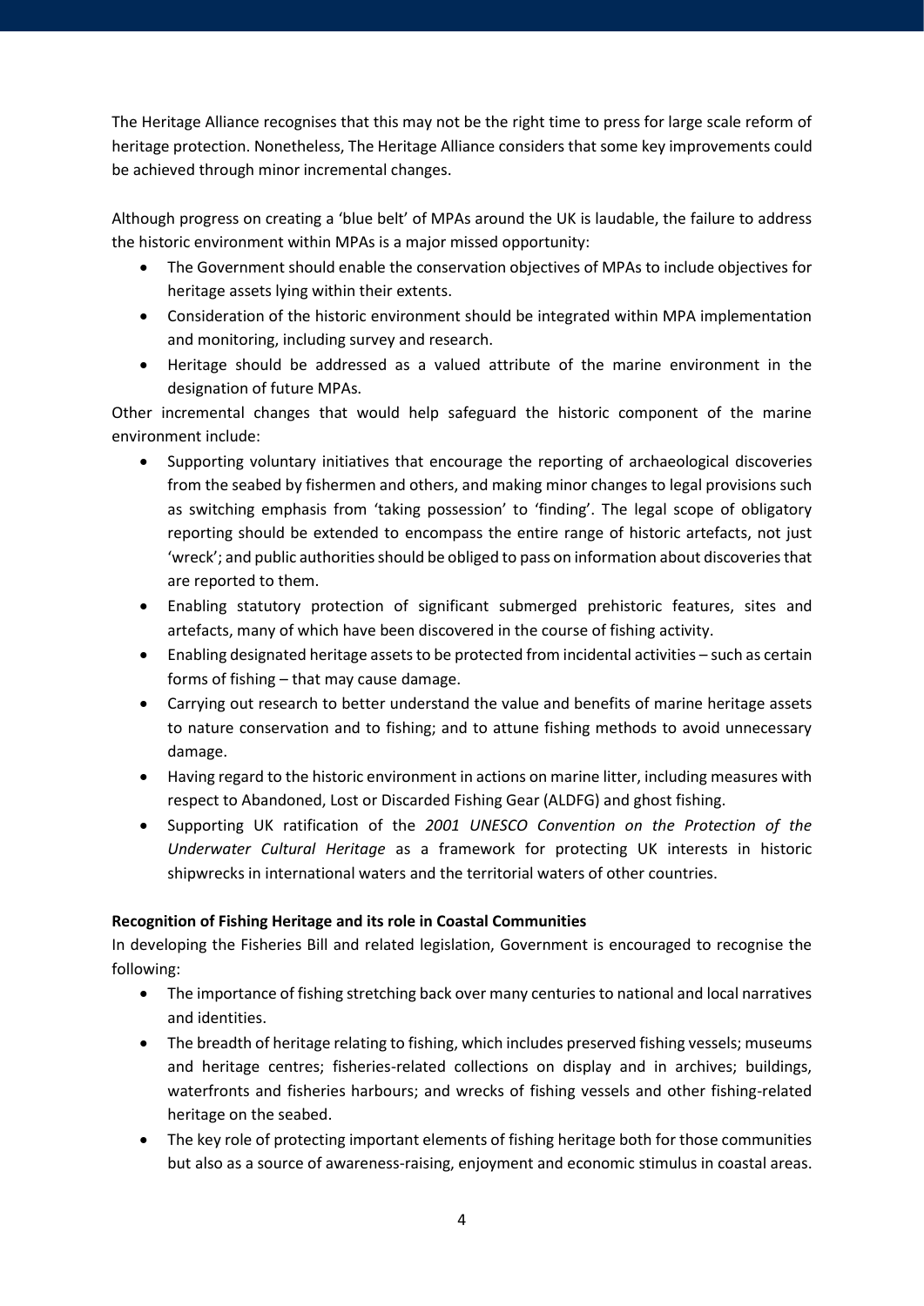The Heritage Alliance recognises that this may not be the right time to press for large scale reform of heritage protection. Nonetheless, The Heritage Alliance considers that some key improvements could be achieved through minor incremental changes.

Although progress on creating a 'blue belt' of MPAs around the UK is laudable, the failure to address the historic environment within MPAs is a major missed opportunity:

- The Government should enable the conservation objectives of MPAs to include objectives for heritage assets lying within their extents.
- Consideration of the historic environment should be integrated within MPA implementation and monitoring, including survey and research.
- Heritage should be addressed as a valued attribute of the marine environment in the designation of future MPAs.

Other incremental changes that would help safeguard the historic component of the marine environment include:

- Supporting voluntary initiatives that encourage the reporting of archaeological discoveries from the seabed by fishermen and others, and making minor changes to legal provisions such as switching emphasis from 'taking possession' to 'finding'. The legal scope of obligatory reporting should be extended to encompass the entire range of historic artefacts, not just 'wreck'; and public authorities should be obliged to pass on information about discoveries that are reported to them.
- Enabling statutory protection of significant submerged prehistoric features, sites and artefacts, many of which have been discovered in the course of fishing activity.
- Enabling designated heritage assets to be protected from incidental activities – such as certain forms of fishing – that may cause damage.
- Carrying out research to better understand the value and benefits of marine heritage assets to nature conservation and to fishing; and to attune fishing methods to avoid unnecessary damage.
- Having regard to the historic environment in actions on marine litter, including measures with respect to Abandoned, Lost or Discarded Fishing Gear (ALDFG) and ghost fishing.
- Supporting UK ratification of the *2001 UNESCO Convention on the Protection of the Underwater Cultural Heritage* as a framework for protecting UK interests in historic shipwrecks in international waters and the territorial waters of other countries.

**Recognition of Fishing Heritage and its role in Coastal Communities**

In developing the Fisheries Bill and related legislation, Government is encouraged to recognise the following:

- The importance of fishing stretching back over many centuries to national and local narratives and identities.
- The breadth of heritage relating to fishing, which includes preserved fishing vessels; museums and heritage centres; fisheries-related collections on display and in archives; buildings, waterfronts and fisheries harbours; and wrecks of fishing vessels and other fishing-related heritage on the seabed.
- The key role of protecting important elements of fishing heritage both for those communities but also as a source of awareness-raising, enjoyment and economic stimulus in coastal areas.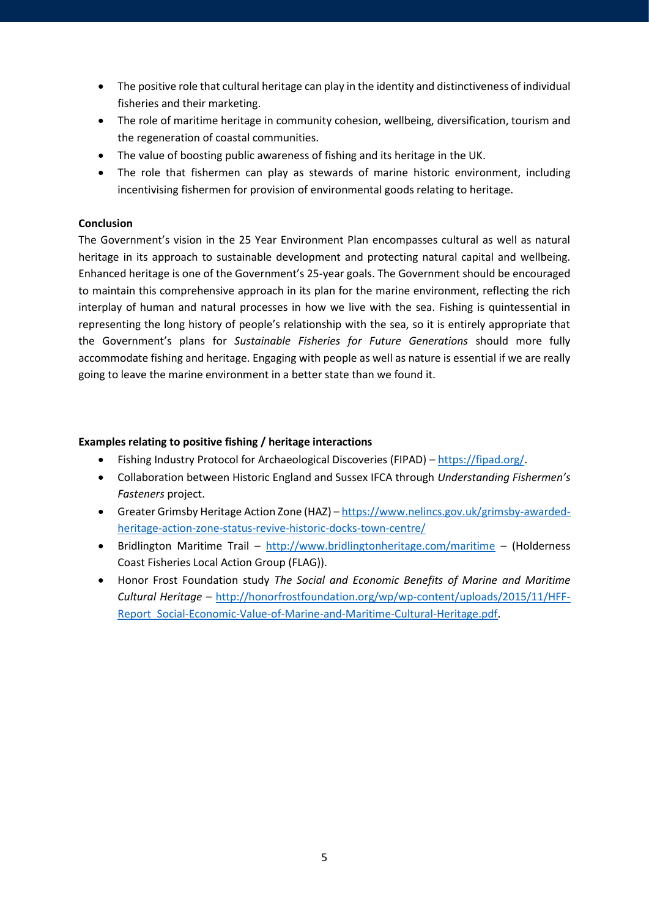- The positive role that cultural heritage can play in the identity and distinctiveness of individual fisheries and their marketing.
- The role of maritime heritage in community cohesion, wellbeing, diversification, tourism and the regeneration of coastal communities.
- The value of boosting public awareness of fishing and its heritage in the UK.
- The role that fishermen can play as stewards of marine historic environment, including incentivising fishermen for provision of environmental goods relating to heritage.

**Conclusion**

The Government's vision in the 25 Year Environment Plan encompasses cultural as well as natural heritage in its approach to sustainable development and protecting natural capital and wellbeing. Enhanced heritage is one of the Government's 25-year goals. The Government should be encouraged to maintain this comprehensive approach in its plan for the marine environment, reflecting the rich interplay of human and natural processes in how we live with the sea. Fishing is quintessential in representing the long history of people's relationship with the sea, so it is entirely appropriate that the Government's plans for *Sustainable Fisheries for Future Generations* should more fully accommodate fishing and heritage. Engaging with people as well as nature is essential if we are really going to leave the marine environment in a better state than we found it.

**Examples relating to positive fishing / heritage interactions**

- Fishing Industry Protocol for Archaeological Discoveries (FIPAD) – https://fipad.org/.
- Collaboration between Historic England and Sussex IFCA through *Understanding Fishermen's Fasteners* project.
- Greater Grimsby Heritage Action Zone (HAZ) – https://www.nelincs.gov.uk/grimsby-awarded-heritage-action-zone-status-revive-historic-docks-town-centre/
- Bridlington Maritime Trail – http://www.bridlingtonheritage.com/maritime – (Holderness Coast Fisheries Local Action Group (FLAG)).
- Honor Frost Foundation study *The Social and Economic Benefits of Marine and Maritime Cultural Heritage* – http://honorfrostfoundation.org/wp/wp-content/uploads/2015/11/HFF-Report_Social-Economic-Value-of-Marine-and-Maritime-Cultural-Heritage.pdf.